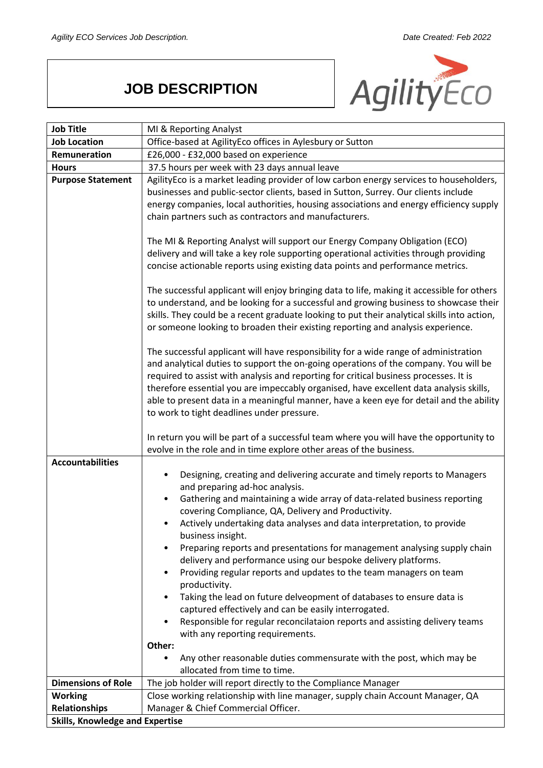# JOB DESCRIPTION

| Job Title | MI & Reporting Analyst |
|---|---|
| **Job Location** | Office-based at AgilityEco offices in Aylesbury or Sutton |
| **Remuneration** | £26,000 - £32,000 based on experience |
| **Hours** | 37.5 hours per week with 23 days annual leave |
| **Purpose Statement** | AgilityEco is a market leading provider of low carbon energy services to householders, businesses and public-sector clients, based in Sutton, Surrey. Our clients include energy companies, local authorities, housing associations and energy efficiency supply chain partners such as contractors and manufacturers.<br><br>The MI & Reporting Analyst will support our Energy Company Obligation (ECO) delivery and will take a key role supporting operational activities through providing concise actionable reports using existing data points and performance metrics.<br><br>The successful applicant will enjoy bringing data to life, making it accessible for others to understand, and be looking for a successful and growing business to showcase their skills. They could be a recent graduate looking to put their analytical skills into action, or someone looking to broaden their existing reporting and analysis experience.<br><br>The successful applicant will have responsibility for a wide range of administration and analytical duties to support the on-going operations of the company. You will be required to assist with analysis and reporting for critical business processes. It is therefore essential you are impeccably organised, have excellent data analysis skills, able to present data in a meaningful manner, have a keen eye for detail and the ability to work to tight deadlines under pressure.<br><br>In return you will be part of a successful team where you will have the opportunity to evolve in the role and in time explore other areas of the business. |
| **Accountabilities** | • Designing, creating and delivering accurate and timely reports to Managers and preparing ad-hoc analysis.<br>• Gathering and maintaining a wide array of data-related business reporting covering Compliance, QA, Delivery and Productivity.<br>• Actively undertaking data analyses and data interpretation, to provide business insight.<br>• Preparing reports and presentations for management analysing supply chain delivery and performance using our bespoke delivery platforms.<br>• Providing regular reports and updates to the team managers on team productivity.<br>• Taking the lead on future delveopment of databases to ensure data is captured effectively and can be easily interrogated.<br>• Responsible for regular reconcilataion reports and assisting delivery teams with any reporting requirements.<br>**Other:**<br>• Any other reasonable duties commensurate with the post, which may be allocated from time to time. |
| **Dimensions of Role** | The job holder will report directly to the Compliance Manager |
| **Working Relationships** | Close working relationship with line manager, supply chain Account Manager, QA Manager & Chief Commercial Officer. |
| **Skills, Knowledge and Expertise** | |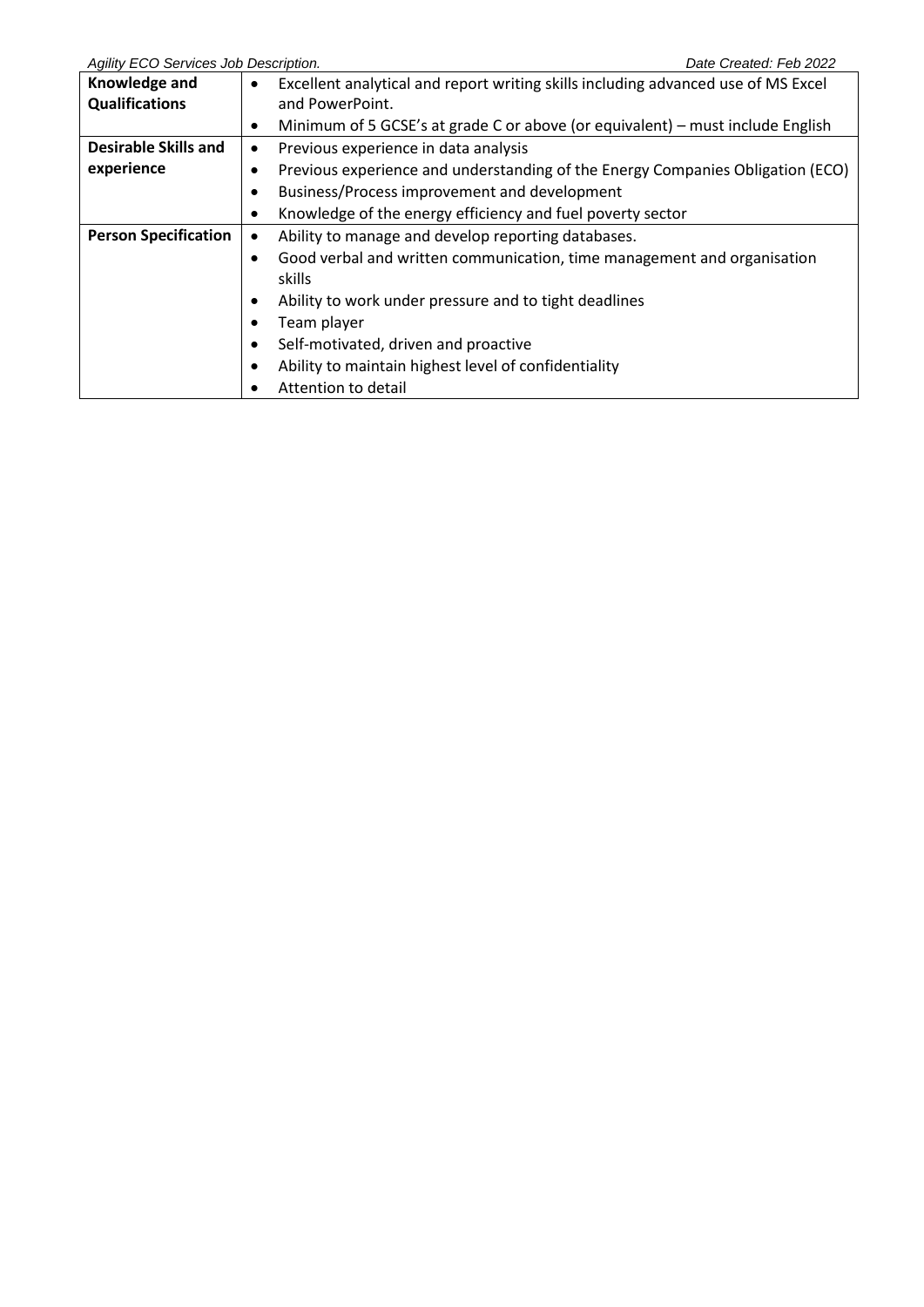| | |
|---|---|
| **Knowledge and Qualifications** | • Excellent analytical and report writing skills including advanced use of MS Excel and PowerPoint.<br>• Minimum of 5 GCSE's at grade C or above (or equivalent) – must include English |
| **Desirable Skills and experience** | • Previous experience in data analysis<br>• Previous experience and understanding of the Energy Companies Obligation (ECO)<br>• Business/Process improvement and development<br>• Knowledge of the energy efficiency and fuel poverty sector |
| **Person Specification** | • Ability to manage and develop reporting databases.<br>• Good verbal and written communication, time management and organisation skills<br>• Ability to work under pressure and to tight deadlines<br>• Team player<br>• Self-motivated, driven and proactive<br>• Ability to maintain highest level of confidentiality<br>• Attention to detail |